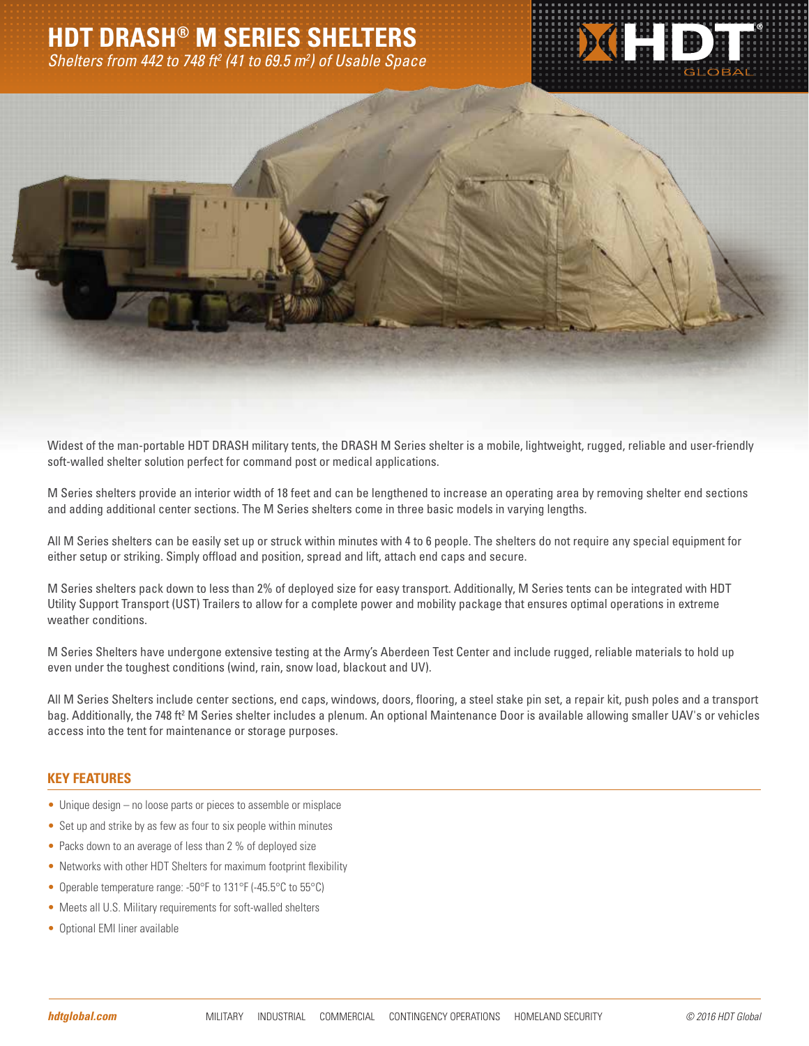# HDT DRASH® M SERIES SHELTERS

*Shelters from 442 to 748 ft² (41 to 69.5 m²) of Usable Space*

Widest of the man-portable HDT DRASH military tents, the DRASH M Series shelter is a mobile, lightweight, rugged, reliable and user-friendly soft-walled shelter solution perfect for command post or medical applications.

M Series shelters provide an interior width of 18 feet and can be lengthened to increase an operating area by removing shelter end sections and adding additional center sections. The M Series shelters come in three basic models in varying lengths.

All M Series shelters can be easily set up or struck within minutes with 4 to 6 people. The shelters do not require any special equipment for either setup or striking. Simply offload and position, spread and lift, attach end caps and secure.

M Series shelters pack down to less than 2% of deployed size for easy transport. Additionally, M Series tents can be integrated with HDT Utility Support Transport (UST) Trailers to allow for a complete power and mobility package that ensures optimal operations in extreme weather conditions.

M Series Shelters have undergone extensive testing at the Army's Aberdeen Test Center and include rugged, reliable materials to hold up even under the toughest conditions (wind, rain, snow load, blackout and UV).

All M Series Shelters include center sections, end caps, windows, doors, flooring, a steel stake pin set, a repair kit, push poles and a transport bag. Additionally, the 748 ft² M Series shelter includes a plenum. An optional Maintenance Door is available allowing smaller UAV's or vehicles access into the tent for maintenance or storage purposes.

## KEY FEATURES

- Unique design – no loose parts or pieces to assemble or misplace
- Set up and strike by as few as four to six people within minutes
- Packs down to an average of less than 2 % of deployed size
- Networks with other HDT Shelters for maximum footprint flexibility
- Operable temperature range: -50°F to 131°F (-45.5°C to 55°C)
- Meets all U.S. Military requirements for soft-walled shelters
- Optional EMI liner available

*hdtglobal.com* MILITARY INDUSTRIAL COMMERCIAL CONTINGENCY OPERATIONS HOMELAND SECURITY *© 2016 HDT Global*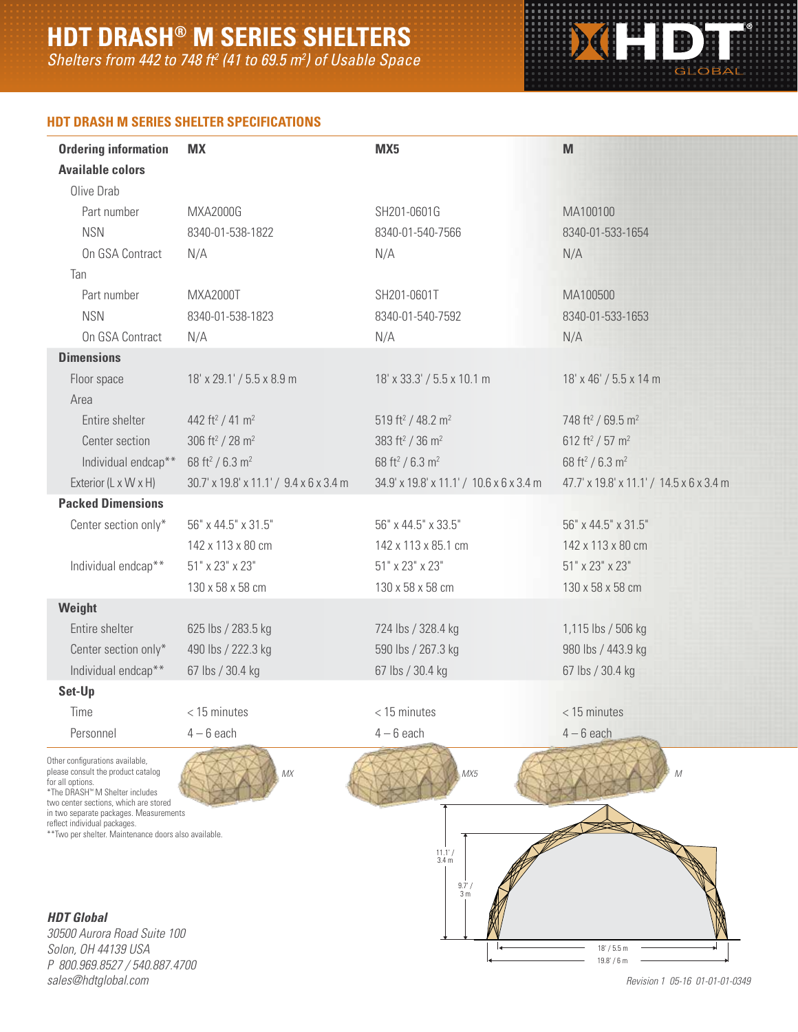# HDT DRASH® M SERIES SHELTERS

*Shelters from 442 to 748 ft² (41 to 69.5 m²) of Usable Space*

## HDT DRASH M SERIES SHELTER SPECIFICATIONS

| Ordering information | MX | MX5 | M |
|---|---|---|---|
| **Available colors** | | | |
| Olive Drab | | | |
| Part number | MXA2000G | SH201-0601G | MA100100 |
| NSN | 8340-01-538-1822 | 8340-01-540-7566 | 8340-01-533-1654 |
| On GSA Contract | N/A | N/A | N/A |
| Tan | | | |
| Part number | MXA2000T | SH201-0601T | MA100500 |
| NSN | 8340-01-538-1823 | 8340-01-540-7592 | 8340-01-533-1653 |
| On GSA Contract | N/A | N/A | N/A |
| **Dimensions** | | | |
| Floor space | 18' x 29.1' / 5.5 x 8.9 m | 18' x 33.3' / 5.5 x 10.1 m | 18' x 46' / 5.5 x 14 m |
| Area | | | |
| Entire shelter | 442 ft² / 41 m² | 519 ft² / 48.2 m² | 748 ft² / 69.5 m² |
| Center section | 306 ft² / 28 m² | 383 ft² / 36 m² | 612 ft² / 57 m² |
| Individual endcap** | 68 ft² / 6.3 m² | 68 ft² / 6.3 m² | 68 ft² / 6.3 m² |
| Exterior (L x W x H) | 30.7' x 19.8' x 11.1' / 9.4 x 6 x 3.4 m | 34.9' x 19.8' x 11.1' / 10.6 x 6 x 3.4 m | 47.7' x 19.8' x 11.1' / 14.5 x 6 x 3.4 m |
| **Packed Dimensions** | | | |
| Center section only* | 56" x 44.5" x 31.5" | 56" x 44.5" x 33.5" | 56" x 44.5" x 31.5" |
| | 142 x 113 x 80 cm | 142 x 113 x 85.1 cm | 142 x 113 x 80 cm |
| Individual endcap** | 51" x 23" x 23" | 51" x 23" x 23" | 51" x 23" x 23" |
| | 130 x 58 x 58 cm | 130 x 58 x 58 cm | 130 x 58 x 58 cm |
| **Weight** | | | |
| Entire shelter | 625 lbs / 283.5 kg | 724 lbs / 328.4 kg | 1,115 lbs / 506 kg |
| Center section only* | 490 lbs / 222.3 kg | 590 lbs / 267.3 kg | 980 lbs / 443.9 kg |
| Individual endcap** | 67 lbs / 30.4 kg | 67 lbs / 30.4 kg | 67 lbs / 30.4 kg |
| **Set-Up** | | | |
| Time | < 15 minutes | < 15 minutes | < 15 minutes |
| Personnel | 4 – 6 each | 4 – 6 each | 4 – 6 each |

Other configurations available, please consult the product catalog for all options.
*The DRASH™ M Shelter includes two center sections, which are stored in two separate packages. Measurements reflect individual packages.
**Two per shelter. Maintenance doors also available.

MX

MX5

M

11.1' / 3.4 m

9.7' / 3 m

18' / 5.5 m

19.8' / 6 m

***HDT Global***
*30500 Aurora Road Suite 100*
*Solon, OH 44139 USA*
*P 800.969.8527 / 540.887.4700*
*sales@hdtglobal.com*

*Revision 1 05-16 01-01-01-0349*